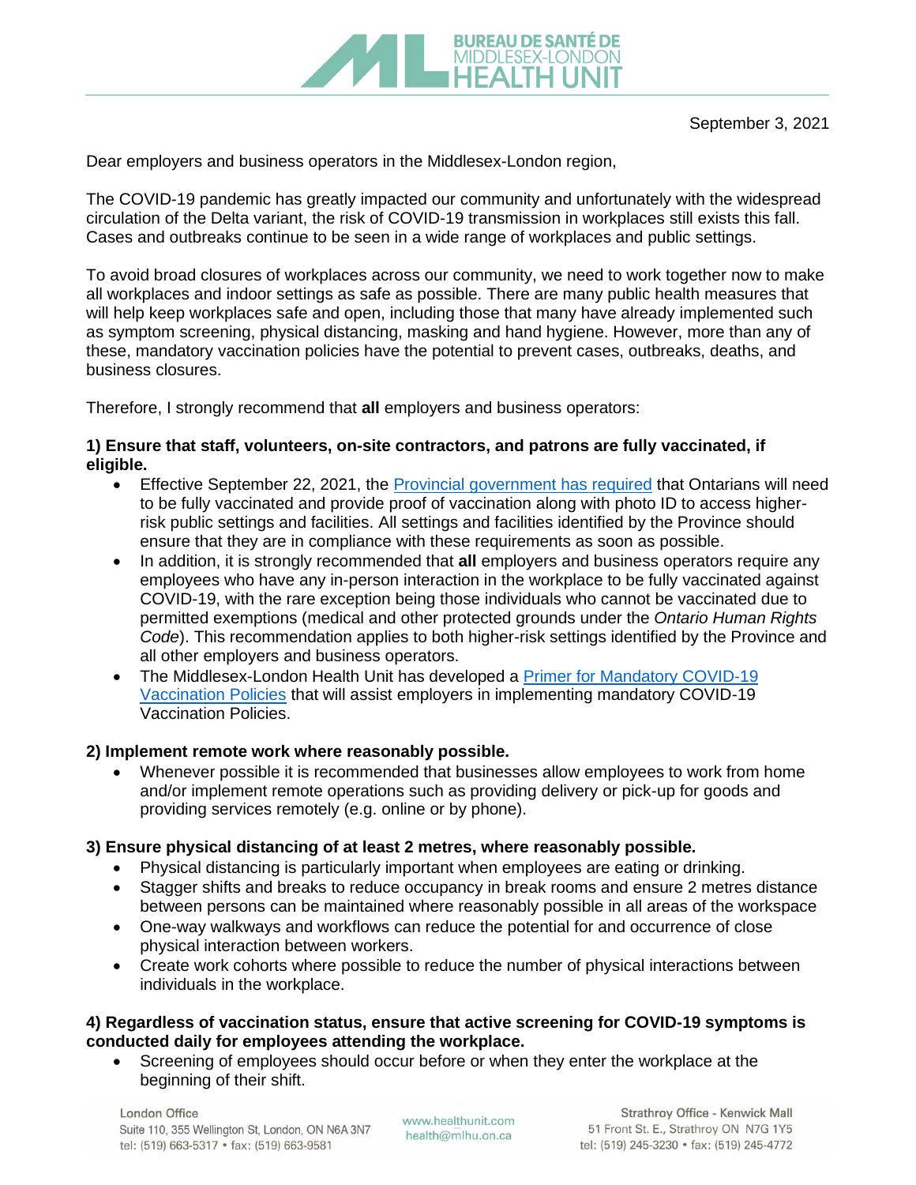BUREAU DE SANTÉ DE MIDDLESEX-LONDON HEALTH UNIT

September 3, 2021

Dear employers and business operators in the Middlesex-London region,

The COVID-19 pandemic has greatly impacted our community and unfortunately with the widespread circulation of the Delta variant, the risk of COVID-19 transmission in workplaces still exists this fall. Cases and outbreaks continue to be seen in a wide range of workplaces and public settings.

To avoid broad closures of workplaces across our community, we need to work together now to make all workplaces and indoor settings as safe as possible. There are many public health measures that will help keep workplaces safe and open, including those that many have already implemented such as symptom screening, physical distancing, masking and hand hygiene. However, more than any of these, mandatory vaccination policies have the potential to prevent cases, outbreaks, deaths, and business closures.

Therefore, I strongly recommend that **all** employers and business operators:

**1) Ensure that staff, volunteers, on-site contractors, and patrons are fully vaccinated, if eligible.**

- Effective September 22, 2021, the Provincial government has required that Ontarians will need to be fully vaccinated and provide proof of vaccination along with photo ID to access higher-risk public settings and facilities. All settings and facilities identified by the Province should ensure that they are in compliance with these requirements as soon as possible.
- In addition, it is strongly recommended that **all** employers and business operators require any employees who have any in-person interaction in the workplace to be fully vaccinated against COVID-19, with the rare exception being those individuals who cannot be vaccinated due to permitted exemptions (medical and other protected grounds under the *Ontario Human Rights Code*). This recommendation applies to both higher-risk settings identified by the Province and all other employers and business operators.
- The Middlesex-London Health Unit has developed a Primer for Mandatory COVID-19 Vaccination Policies that will assist employers in implementing mandatory COVID-19 Vaccination Policies.

**2) Implement remote work where reasonably possible.**

- Whenever possible it is recommended that businesses allow employees to work from home and/or implement remote operations such as providing delivery or pick-up for goods and providing services remotely (e.g. online or by phone).

**3) Ensure physical distancing of at least 2 metres, where reasonably possible.**

- Physical distancing is particularly important when employees are eating or drinking.
- Stagger shifts and breaks to reduce occupancy in break rooms and ensure 2 metres distance between persons can be maintained where reasonably possible in all areas of the workspace
- One-way walkways and workflows can reduce the potential for and occurrence of close physical interaction between workers.
- Create work cohorts where possible to reduce the number of physical interactions between individuals in the workplace.

**4) Regardless of vaccination status, ensure that active screening for COVID-19 symptoms is conducted daily for employees attending the workplace.**

- Screening of employees should occur before or when they enter the workplace at the beginning of their shift.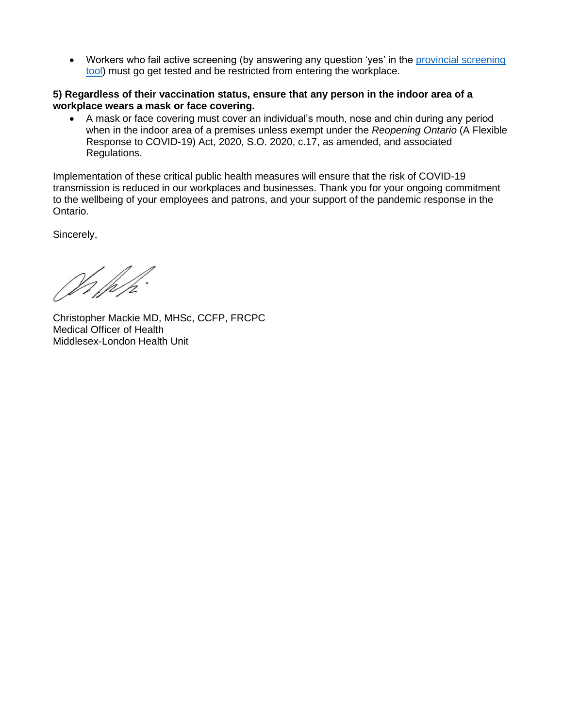- Workers who fail active screening (by answering any question 'yes' in the provincial screening tool) must go get tested and be restricted from entering the workplace.

**5) Regardless of their vaccination status, ensure that any person in the indoor area of a workplace wears a mask or face covering.**

- A mask or face covering must cover an individual's mouth, nose and chin during any period when in the indoor area of a premises unless exempt under the *Reopening Ontario* (A Flexible Response to COVID-19) Act, 2020, S.O. 2020, c.17, as amended, and associated Regulations.

Implementation of these critical public health measures will ensure that the risk of COVID-19 transmission is reduced in our workplaces and businesses. Thank you for your ongoing commitment to the wellbeing of your employees and patrons, and your support of the pandemic response in the Ontario.

Sincerely,

Christopher Mackie MD, MHSc, CCFP, FRCPC
Medical Officer of Health
Middlesex-London Health Unit